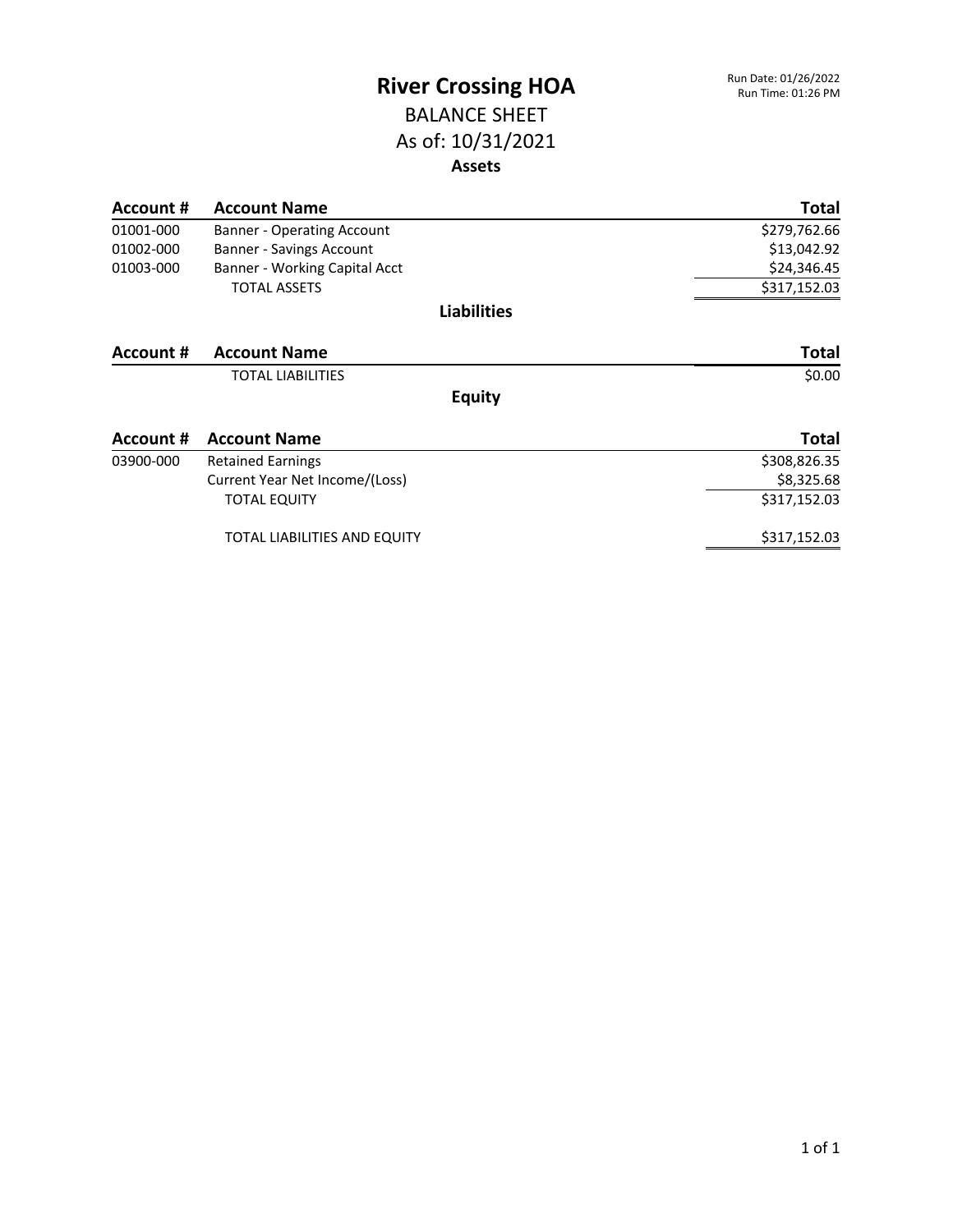# River Crossing HOA

Run Date: 01/26/2022
Run Time: 01:26 PM

## BALANCE SHEET

## As of: 10/31/2021

### Assets

| Account # | Account Name | Total |
|---|---|---|
| 01001-000 | Banner - Operating Account | $279,762.66 |
| 01002-000 | Banner - Savings Account | $13,042.92 |
| 01003-000 | Banner - Working Capital Acct | $24,346.45 |
| | TOTAL ASSETS | $317,152.03 |

### Liabilities

| Account # | Account Name | Total |
|---|---|---|
| | TOTAL LIABILITIES | $0.00 |

### Equity

| Account # | Account Name | Total |
|---|---|---|
| 03900-000 | Retained Earnings | $308,826.35 |
| | Current Year Net Income/(Loss) | $8,325.68 |
| | TOTAL EQUITY | $317,152.03 |
| | TOTAL LIABILITIES AND EQUITY | $317,152.03 |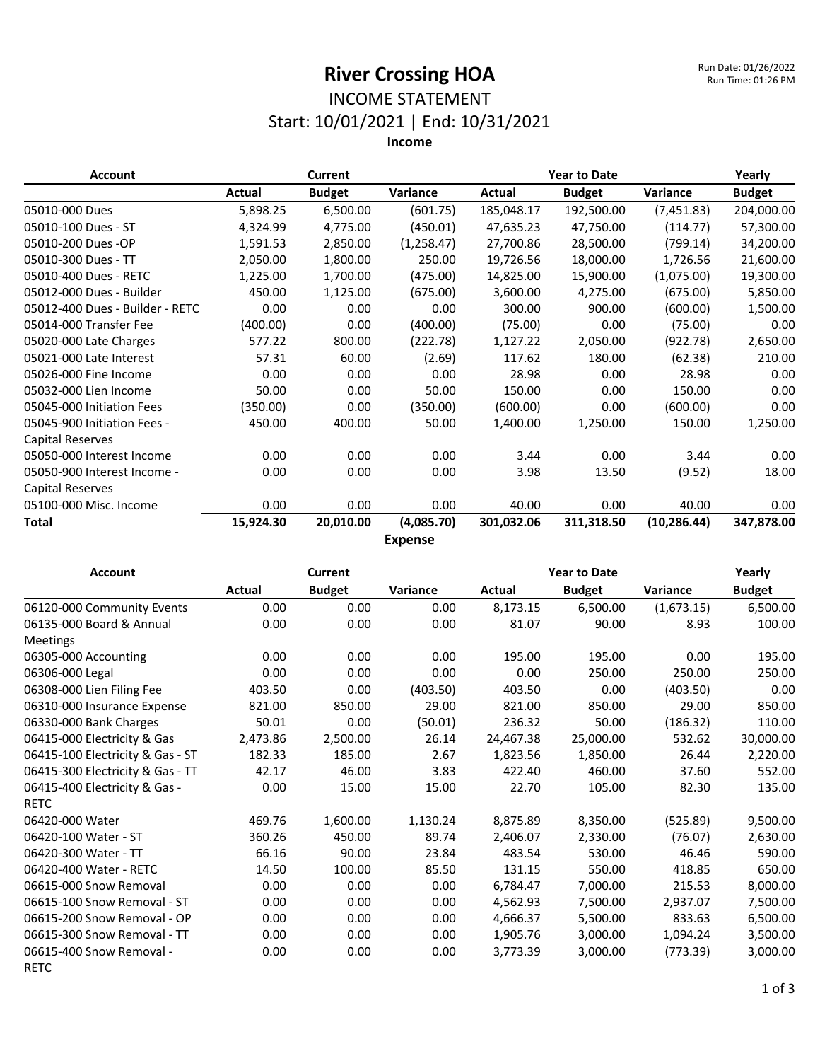# River Crossing HOA

Run Date: 01/26/2022
Run Time: 01:26 PM

## INCOME STATEMENT

## Start: 10/01/2021 | End: 10/31/2021

### Income

| Account | Current | | | Year to Date | | | Yearly |
|---|---|---|---|---|---|---|---|
| | Actual | Budget | Variance | Actual | Budget | Variance | Budget |
| 05010-000 Dues | 5,898.25 | 6,500.00 | (601.75) | 185,048.17 | 192,500.00 | (7,451.83) | 204,000.00 |
| 05010-100 Dues - ST | 4,324.99 | 4,775.00 | (450.01) | 47,635.23 | 47,750.00 | (114.77) | 57,300.00 |
| 05010-200 Dues -OP | 1,591.53 | 2,850.00 | (1,258.47) | 27,700.86 | 28,500.00 | (799.14) | 34,200.00 |
| 05010-300 Dues - TT | 2,050.00 | 1,800.00 | 250.00 | 19,726.56 | 18,000.00 | 1,726.56 | 21,600.00 |
| 05010-400 Dues - RETC | 1,225.00 | 1,700.00 | (475.00) | 14,825.00 | 15,900.00 | (1,075.00) | 19,300.00 |
| 05012-000 Dues - Builder | 450.00 | 1,125.00 | (675.00) | 3,600.00 | 4,275.00 | (675.00) | 5,850.00 |
| 05012-400 Dues - Builder - RETC | 0.00 | 0.00 | 0.00 | 300.00 | 900.00 | (600.00) | 1,500.00 |
| 05014-000 Transfer Fee | (400.00) | 0.00 | (400.00) | (75.00) | 0.00 | (75.00) | 0.00 |
| 05020-000 Late Charges | 577.22 | 800.00 | (222.78) | 1,127.22 | 2,050.00 | (922.78) | 2,650.00 |
| 05021-000 Late Interest | 57.31 | 60.00 | (2.69) | 117.62 | 180.00 | (62.38) | 210.00 |
| 05026-000 Fine Income | 0.00 | 0.00 | 0.00 | 28.98 | 0.00 | 28.98 | 0.00 |
| 05032-000 Lien Income | 50.00 | 0.00 | 50.00 | 150.00 | 0.00 | 150.00 | 0.00 |
| 05045-000 Initiation Fees | (350.00) | 0.00 | (350.00) | (600.00) | 0.00 | (600.00) | 0.00 |
| 05045-900 Initiation Fees - Capital Reserves | 450.00 | 400.00 | 50.00 | 1,400.00 | 1,250.00 | 150.00 | 1,250.00 |
| 05050-000 Interest Income | 0.00 | 0.00 | 0.00 | 3.44 | 0.00 | 3.44 | 0.00 |
| 05050-900 Interest Income - Capital Reserves | 0.00 | 0.00 | 0.00 | 3.98 | 13.50 | (9.52) | 18.00 |
| 05100-000 Misc. Income | 0.00 | 0.00 | 0.00 | 40.00 | 0.00 | 40.00 | 0.00 |
| **Total** | **15,924.30** | **20,010.00** | **(4,085.70)** | **301,032.06** | **311,318.50** | **(10,286.44)** | **347,878.00** |

### Expense

| Account | Current | | | Year to Date | | | Yearly |
|---|---|---|---|---|---|---|---|
| | Actual | Budget | Variance | Actual | Budget | Variance | Budget |
| 06120-000 Community Events | 0.00 | 0.00 | 0.00 | 8,173.15 | 6,500.00 | (1,673.15) | 6,500.00 |
| 06135-000 Board & Annual Meetings | 0.00 | 0.00 | 0.00 | 81.07 | 90.00 | 8.93 | 100.00 |
| 06305-000 Accounting | 0.00 | 0.00 | 0.00 | 195.00 | 195.00 | 0.00 | 195.00 |
| 06306-000 Legal | 0.00 | 0.00 | 0.00 | 0.00 | 250.00 | 250.00 | 250.00 |
| 06308-000 Lien Filing Fee | 403.50 | 0.00 | (403.50) | 403.50 | 0.00 | (403.50) | 0.00 |
| 06310-000 Insurance Expense | 821.00 | 850.00 | 29.00 | 821.00 | 850.00 | 29.00 | 850.00 |
| 06330-000 Bank Charges | 50.01 | 0.00 | (50.01) | 236.32 | 50.00 | (186.32) | 110.00 |
| 06415-000 Electricity & Gas | 2,473.86 | 2,500.00 | 26.14 | 24,467.38 | 25,000.00 | 532.62 | 30,000.00 |
| 06415-100 Electricity & Gas - ST | 182.33 | 185.00 | 2.67 | 1,823.56 | 1,850.00 | 26.44 | 2,220.00 |
| 06415-300 Electricity & Gas - TT | 42.17 | 46.00 | 3.83 | 422.40 | 460.00 | 37.60 | 552.00 |
| 06415-400 Electricity & Gas - RETC | 0.00 | 15.00 | 15.00 | 22.70 | 105.00 | 82.30 | 135.00 |
| 06420-000 Water | 469.76 | 1,600.00 | 1,130.24 | 8,875.89 | 8,350.00 | (525.89) | 9,500.00 |
| 06420-100 Water - ST | 360.26 | 450.00 | 89.74 | 2,406.07 | 2,330.00 | (76.07) | 2,630.00 |
| 06420-300 Water - TT | 66.16 | 90.00 | 23.84 | 483.54 | 530.00 | 46.46 | 590.00 |
| 06420-400 Water - RETC | 14.50 | 100.00 | 85.50 | 131.15 | 550.00 | 418.85 | 650.00 |
| 06615-000 Snow Removal | 0.00 | 0.00 | 0.00 | 6,784.47 | 7,000.00 | 215.53 | 8,000.00 |
| 06615-100 Snow Removal - ST | 0.00 | 0.00 | 0.00 | 4,562.93 | 7,500.00 | 2,937.07 | 7,500.00 |
| 06615-200 Snow Removal - OP | 0.00 | 0.00 | 0.00 | 4,666.37 | 5,500.00 | 833.63 | 6,500.00 |
| 06615-300 Snow Removal - TT | 0.00 | 0.00 | 0.00 | 1,905.76 | 3,000.00 | 1,094.24 | 3,500.00 |
| 06615-400 Snow Removal - RETC | 0.00 | 0.00 | 0.00 | 3,773.39 | 3,000.00 | (773.39) | 3,000.00 |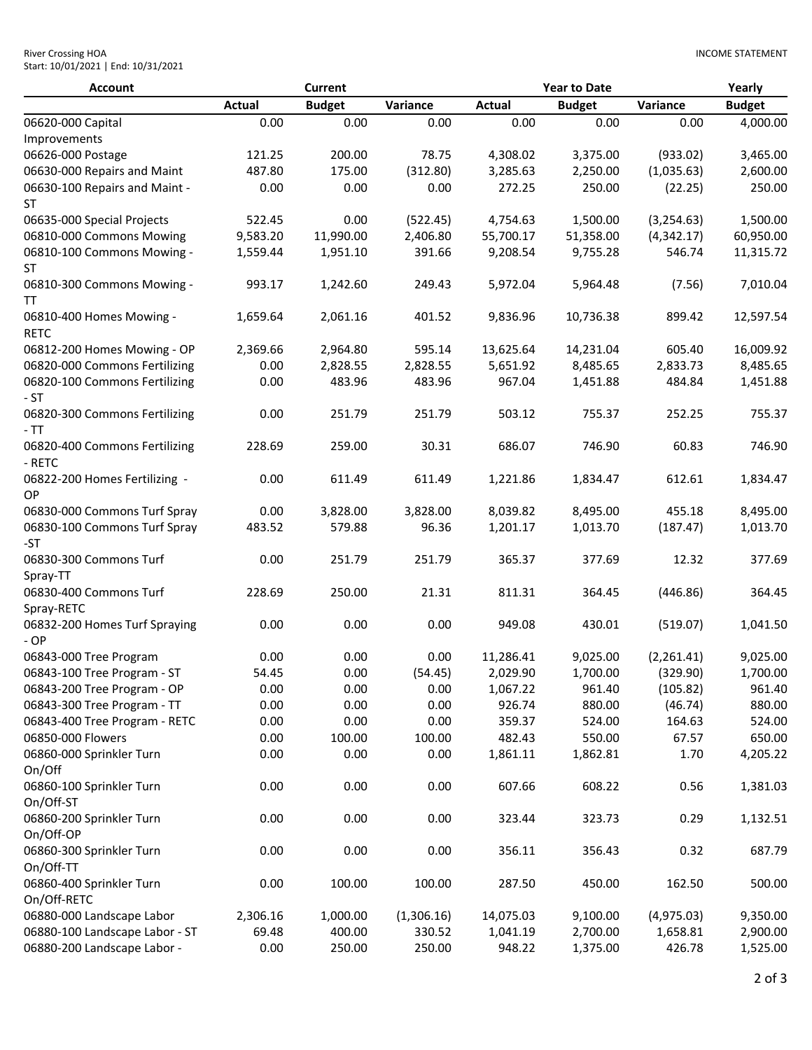River Crossing HOA
Start: 10/01/2021 | End: 10/31/2021

INCOME STATEMENT

| Account | Current | | | Year to Date | | | Yearly |
|---|---|---|---|---|---|---|---|
| | Actual | Budget | Variance | Actual | Budget | Variance | Budget |
| 06620-000 Capital Improvements | 0.00 | 0.00 | 0.00 | 0.00 | 0.00 | 0.00 | 4,000.00 |
| 06626-000 Postage | 121.25 | 200.00 | 78.75 | 4,308.02 | 3,375.00 | (933.02) | 3,465.00 |
| 06630-000 Repairs and Maint | 487.80 | 175.00 | (312.80) | 3,285.63 | 2,250.00 | (1,035.63) | 2,600.00 |
| 06630-100 Repairs and Maint - ST | 0.00 | 0.00 | 0.00 | 272.25 | 250.00 | (22.25) | 250.00 |
| 06635-000 Special Projects | 522.45 | 0.00 | (522.45) | 4,754.63 | 1,500.00 | (3,254.63) | 1,500.00 |
| 06810-000 Commons Mowing | 9,583.20 | 11,990.00 | 2,406.80 | 55,700.17 | 51,358.00 | (4,342.17) | 60,950.00 |
| 06810-100 Commons Mowing - ST | 1,559.44 | 1,951.10 | 391.66 | 9,208.54 | 9,755.28 | 546.74 | 11,315.72 |
| 06810-300 Commons Mowing - TT | 993.17 | 1,242.60 | 249.43 | 5,972.04 | 5,964.48 | (7.56) | 7,010.04 |
| 06810-400 Homes Mowing - RETC | 1,659.64 | 2,061.16 | 401.52 | 9,836.96 | 10,736.38 | 899.42 | 12,597.54 |
| 06812-200 Homes Mowing - OP | 2,369.66 | 2,964.80 | 595.14 | 13,625.64 | 14,231.04 | 605.40 | 16,009.92 |
| 06820-000 Commons Fertilizing | 0.00 | 2,828.55 | 2,828.55 | 5,651.92 | 8,485.65 | 2,833.73 | 8,485.65 |
| 06820-100 Commons Fertilizing - ST | 0.00 | 483.96 | 483.96 | 967.04 | 1,451.88 | 484.84 | 1,451.88 |
| 06820-300 Commons Fertilizing - TT | 0.00 | 251.79 | 251.79 | 503.12 | 755.37 | 252.25 | 755.37 |
| 06820-400 Commons Fertilizing - RETC | 228.69 | 259.00 | 30.31 | 686.07 | 746.90 | 60.83 | 746.90 |
| 06822-200 Homes Fertilizing - OP | 0.00 | 611.49 | 611.49 | 1,221.86 | 1,834.47 | 612.61 | 1,834.47 |
| 06830-000 Commons Turf Spray | 0.00 | 3,828.00 | 3,828.00 | 8,039.82 | 8,495.00 | 455.18 | 8,495.00 |
| 06830-100 Commons Turf Spray -ST | 483.52 | 579.88 | 96.36 | 1,201.17 | 1,013.70 | (187.47) | 1,013.70 |
| 06830-300 Commons Turf Spray-TT | 0.00 | 251.79 | 251.79 | 365.37 | 377.69 | 12.32 | 377.69 |
| 06830-400 Commons Turf Spray-RETC | 228.69 | 250.00 | 21.31 | 811.31 | 364.45 | (446.86) | 364.45 |
| 06832-200 Homes Turf Spraying - OP | 0.00 | 0.00 | 0.00 | 949.08 | 430.01 | (519.07) | 1,041.50 |
| 06843-000 Tree Program | 0.00 | 0.00 | 0.00 | 11,286.41 | 9,025.00 | (2,261.41) | 9,025.00 |
| 06843-100 Tree Program - ST | 54.45 | 0.00 | (54.45) | 2,029.90 | 1,700.00 | (329.90) | 1,700.00 |
| 06843-200 Tree Program - OP | 0.00 | 0.00 | 0.00 | 1,067.22 | 961.40 | (105.82) | 961.40 |
| 06843-300 Tree Program - TT | 0.00 | 0.00 | 0.00 | 926.74 | 880.00 | (46.74) | 880.00 |
| 06843-400 Tree Program - RETC | 0.00 | 0.00 | 0.00 | 359.37 | 524.00 | 164.63 | 524.00 |
| 06850-000 Flowers | 0.00 | 100.00 | 100.00 | 482.43 | 550.00 | 67.57 | 650.00 |
| 06860-000 Sprinkler Turn On/Off | 0.00 | 0.00 | 0.00 | 1,861.11 | 1,862.81 | 1.70 | 4,205.22 |
| 06860-100 Sprinkler Turn On/Off-ST | 0.00 | 0.00 | 0.00 | 607.66 | 608.22 | 0.56 | 1,381.03 |
| 06860-200 Sprinkler Turn On/Off-OP | 0.00 | 0.00 | 0.00 | 323.44 | 323.73 | 0.29 | 1,132.51 |
| 06860-300 Sprinkler Turn On/Off-TT | 0.00 | 0.00 | 0.00 | 356.11 | 356.43 | 0.32 | 687.79 |
| 06860-400 Sprinkler Turn On/Off-RETC | 0.00 | 100.00 | 100.00 | 287.50 | 450.00 | 162.50 | 500.00 |
| 06880-000 Landscape Labor | 2,306.16 | 1,000.00 | (1,306.16) | 14,075.03 | 9,100.00 | (4,975.03) | 9,350.00 |
| 06880-100 Landscape Labor - ST | 69.48 | 400.00 | 330.52 | 1,041.19 | 2,700.00 | 1,658.81 | 2,900.00 |
| 06880-200 Landscape Labor - | 0.00 | 250.00 | 250.00 | 948.22 | 1,375.00 | 426.78 | 1,525.00 |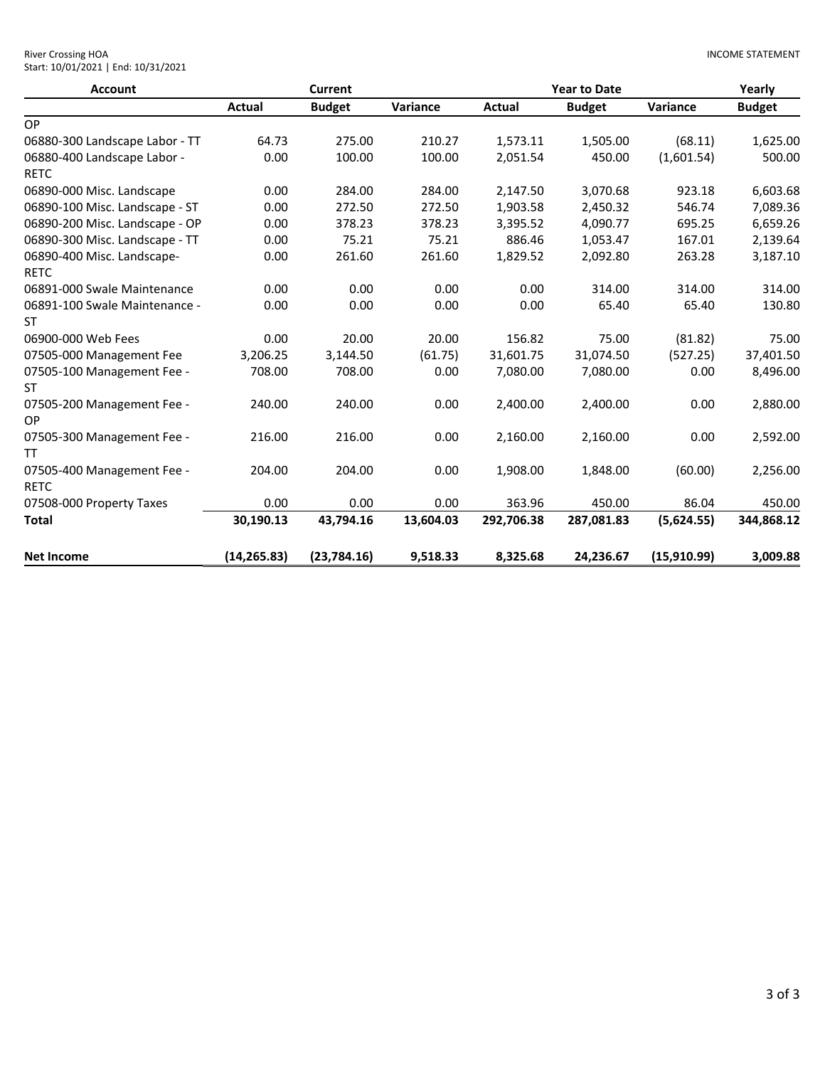River Crossing HOA
Start: 10/01/2021 | End: 10/31/2021

INCOME STATEMENT

| Account | Current | | | Year to Date | | | Yearly |
|---|---|---|---|---|---|---|---|
| | Actual | Budget | Variance | Actual | Budget | Variance | Budget |
| OP | | | | | | | |
| 06880-300 Landscape Labor - TT | 64.73 | 275.00 | 210.27 | 1,573.11 | 1,505.00 | (68.11) | 1,625.00 |
| 06880-400 Landscape Labor - RETC | 0.00 | 100.00 | 100.00 | 2,051.54 | 450.00 | (1,601.54) | 500.00 |
| 06890-000 Misc. Landscape | 0.00 | 284.00 | 284.00 | 2,147.50 | 3,070.68 | 923.18 | 6,603.68 |
| 06890-100 Misc. Landscape - ST | 0.00 | 272.50 | 272.50 | 1,903.58 | 2,450.32 | 546.74 | 7,089.36 |
| 06890-200 Misc. Landscape - OP | 0.00 | 378.23 | 378.23 | 3,395.52 | 4,090.77 | 695.25 | 6,659.26 |
| 06890-300 Misc. Landscape - TT | 0.00 | 75.21 | 75.21 | 886.46 | 1,053.47 | 167.01 | 2,139.64 |
| 06890-400 Misc. Landscape-RETC | 0.00 | 261.60 | 261.60 | 1,829.52 | 2,092.80 | 263.28 | 3,187.10 |
| 06891-000 Swale Maintenance | 0.00 | 0.00 | 0.00 | 0.00 | 314.00 | 314.00 | 314.00 |
| 06891-100 Swale Maintenance - ST | 0.00 | 0.00 | 0.00 | 0.00 | 65.40 | 65.40 | 130.80 |
| 06900-000 Web Fees | 0.00 | 20.00 | 20.00 | 156.82 | 75.00 | (81.82) | 75.00 |
| 07505-000 Management Fee | 3,206.25 | 3,144.50 | (61.75) | 31,601.75 | 31,074.50 | (527.25) | 37,401.50 |
| 07505-100 Management Fee - ST | 708.00 | 708.00 | 0.00 | 7,080.00 | 7,080.00 | 0.00 | 8,496.00 |
| 07505-200 Management Fee - OP | 240.00 | 240.00 | 0.00 | 2,400.00 | 2,400.00 | 0.00 | 2,880.00 |
| 07505-300 Management Fee - TT | 216.00 | 216.00 | 0.00 | 2,160.00 | 2,160.00 | 0.00 | 2,592.00 |
| 07505-400 Management Fee - RETC | 204.00 | 204.00 | 0.00 | 1,908.00 | 1,848.00 | (60.00) | 2,256.00 |
| 07508-000 Property Taxes | 0.00 | 0.00 | 0.00 | 363.96 | 450.00 | 86.04 | 450.00 |
| **Total** | **30,190.13** | **43,794.16** | **13,604.03** | **292,706.38** | **287,081.83** | **(5,624.55)** | **344,868.12** |
| **Net Income** | **(14,265.83)** | **(23,784.16)** | **9,518.33** | **8,325.68** | **24,236.67** | **(15,910.99)** | **3,009.88** |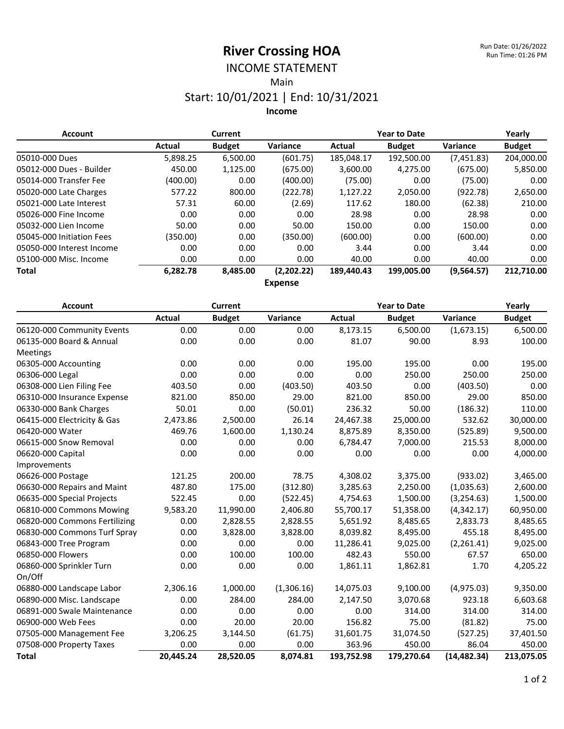# River Crossing HOA

Run Date: 01/26/2022
Run Time: 01:26 PM

## INCOME STATEMENT

Main

Start: 10/01/2021 | End: 10/31/2021

### Income

| Account | Current | | | Year to Date | | | Yearly |
|---|---|---|---|---|---|---|---|
| | Actual | Budget | Variance | Actual | Budget | Variance | Budget |
| 05010-000 Dues | 5,898.25 | 6,500.00 | (601.75) | 185,048.17 | 192,500.00 | (7,451.83) | 204,000.00 |
| 05012-000 Dues - Builder | 450.00 | 1,125.00 | (675.00) | 3,600.00 | 4,275.00 | (675.00) | 5,850.00 |
| 05014-000 Transfer Fee | (400.00) | 0.00 | (400.00) | (75.00) | 0.00 | (75.00) | 0.00 |
| 05020-000 Late Charges | 577.22 | 800.00 | (222.78) | 1,127.22 | 2,050.00 | (922.78) | 2,650.00 |
| 05021-000 Late Interest | 57.31 | 60.00 | (2.69) | 117.62 | 180.00 | (62.38) | 210.00 |
| 05026-000 Fine Income | 0.00 | 0.00 | 0.00 | 28.98 | 0.00 | 28.98 | 0.00 |
| 05032-000 Lien Income | 50.00 | 0.00 | 50.00 | 150.00 | 0.00 | 150.00 | 0.00 |
| 05045-000 Initiation Fees | (350.00) | 0.00 | (350.00) | (600.00) | 0.00 | (600.00) | 0.00 |
| 05050-000 Interest Income | 0.00 | 0.00 | 0.00 | 3.44 | 0.00 | 3.44 | 0.00 |
| 05100-000 Misc. Income | 0.00 | 0.00 | 0.00 | 40.00 | 0.00 | 40.00 | 0.00 |
| **Total** | **6,282.78** | **8,485.00** | **(2,202.22)** | **189,440.43** | **199,005.00** | **(9,564.57)** | **212,710.00** |

### Expense

| Account | Current | | | Year to Date | | | Yearly |
|---|---|---|---|---|---|---|---|
| | Actual | Budget | Variance | Actual | Budget | Variance | Budget |
| 06120-000 Community Events | 0.00 | 0.00 | 0.00 | 8,173.15 | 6,500.00 | (1,673.15) | 6,500.00 |
| 06135-000 Board & Annual Meetings | 0.00 | 0.00 | 0.00 | 81.07 | 90.00 | 8.93 | 100.00 |
| 06305-000 Accounting | 0.00 | 0.00 | 0.00 | 195.00 | 195.00 | 0.00 | 195.00 |
| 06306-000 Legal | 0.00 | 0.00 | 0.00 | 0.00 | 250.00 | 250.00 | 250.00 |
| 06308-000 Lien Filing Fee | 403.50 | 0.00 | (403.50) | 403.50 | 0.00 | (403.50) | 0.00 |
| 06310-000 Insurance Expense | 821.00 | 850.00 | 29.00 | 821.00 | 850.00 | 29.00 | 850.00 |
| 06330-000 Bank Charges | 50.01 | 0.00 | (50.01) | 236.32 | 50.00 | (186.32) | 110.00 |
| 06415-000 Electricity & Gas | 2,473.86 | 2,500.00 | 26.14 | 24,467.38 | 25,000.00 | 532.62 | 30,000.00 |
| 06420-000 Water | 469.76 | 1,600.00 | 1,130.24 | 8,875.89 | 8,350.00 | (525.89) | 9,500.00 |
| 06615-000 Snow Removal | 0.00 | 0.00 | 0.00 | 6,784.47 | 7,000.00 | 215.53 | 8,000.00 |
| 06620-000 Capital Improvements | 0.00 | 0.00 | 0.00 | 0.00 | 0.00 | 0.00 | 4,000.00 |
| 06626-000 Postage | 121.25 | 200.00 | 78.75 | 4,308.02 | 3,375.00 | (933.02) | 3,465.00 |
| 06630-000 Repairs and Maint | 487.80 | 175.00 | (312.80) | 3,285.63 | 2,250.00 | (1,035.63) | 2,600.00 |
| 06635-000 Special Projects | 522.45 | 0.00 | (522.45) | 4,754.63 | 1,500.00 | (3,254.63) | 1,500.00 |
| 06810-000 Commons Mowing | 9,583.20 | 11,990.00 | 2,406.80 | 55,700.17 | 51,358.00 | (4,342.17) | 60,950.00 |
| 06820-000 Commons Fertilizing | 0.00 | 2,828.55 | 2,828.55 | 5,651.92 | 8,485.65 | 2,833.73 | 8,485.65 |
| 06830-000 Commons Turf Spray | 0.00 | 3,828.00 | 3,828.00 | 8,039.82 | 8,495.00 | 455.18 | 8,495.00 |
| 06843-000 Tree Program | 0.00 | 0.00 | 0.00 | 11,286.41 | 9,025.00 | (2,261.41) | 9,025.00 |
| 06850-000 Flowers | 0.00 | 100.00 | 100.00 | 482.43 | 550.00 | 67.57 | 650.00 |
| 06860-000 Sprinkler Turn On/Off | 0.00 | 0.00 | 0.00 | 1,861.11 | 1,862.81 | 1.70 | 4,205.22 |
| 06880-000 Landscape Labor | 2,306.16 | 1,000.00 | (1,306.16) | 14,075.03 | 9,100.00 | (4,975.03) | 9,350.00 |
| 06890-000 Misc. Landscape | 0.00 | 284.00 | 284.00 | 2,147.50 | 3,070.68 | 923.18 | 6,603.68 |
| 06891-000 Swale Maintenance | 0.00 | 0.00 | 0.00 | 0.00 | 314.00 | 314.00 | 314.00 |
| 06900-000 Web Fees | 0.00 | 20.00 | 20.00 | 156.82 | 75.00 | (81.82) | 75.00 |
| 07505-000 Management Fee | 3,206.25 | 3,144.50 | (61.75) | 31,601.75 | 31,074.50 | (527.25) | 37,401.50 |
| 07508-000 Property Taxes | 0.00 | 0.00 | 0.00 | 363.96 | 450.00 | 86.04 | 450.00 |
| **Total** | **20,445.24** | **28,520.05** | **8,074.81** | **193,752.98** | **179,270.64** | **(14,482.34)** | **213,075.05** |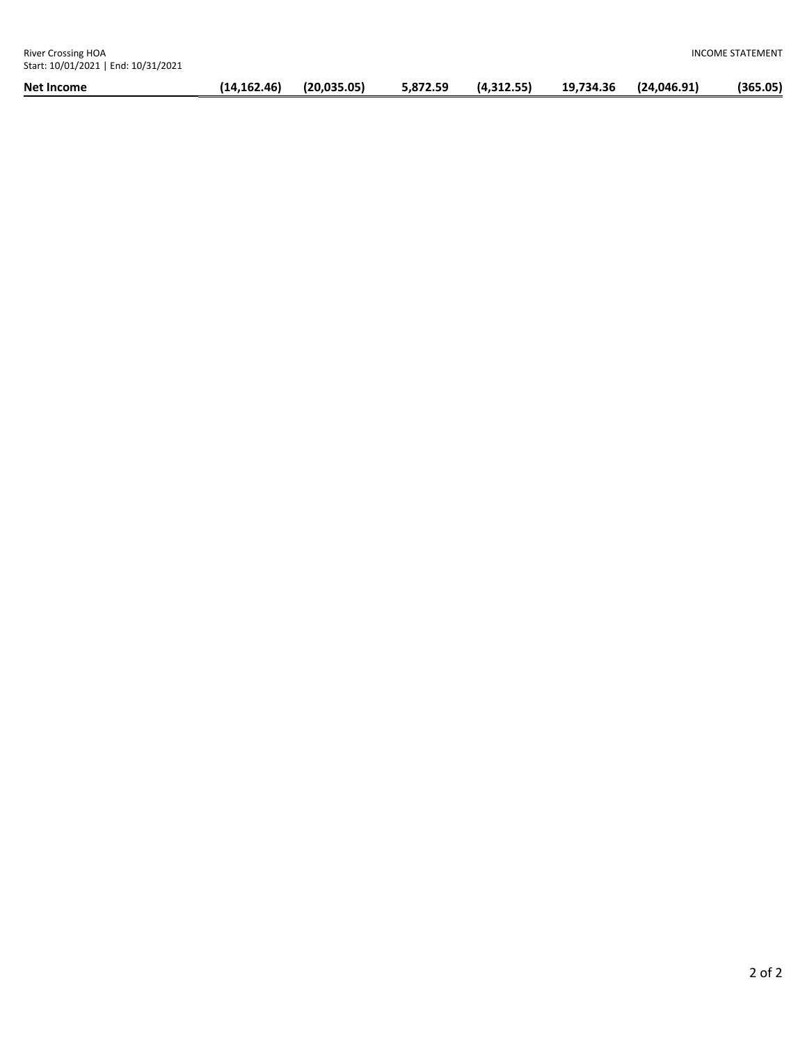| Net Income | (14,162.46) | (20,035.05) | 5,872.59 | (4,312.55) | 19,734.36 | (24,046.91) | (365.05) |
|---|---|---|---|---|---|---|---|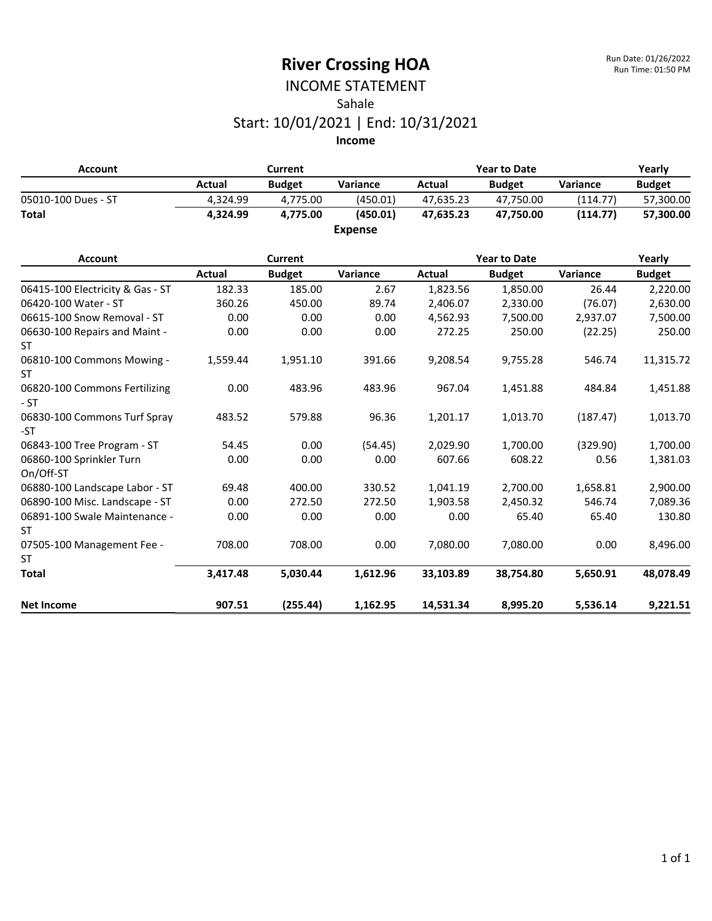# River Crossing HOA

Run Date: 01/26/2022
Run Time: 01:50 PM

## INCOME STATEMENT

Sahale

Start: 10/01/2021 | End: 10/31/2021

### Income

| Account | Current | | | Year to Date | | | Yearly |
|---|---|---|---|---|---|---|---|
| | Actual | Budget | Variance | Actual | Budget | Variance | Budget |
| 05010-100 Dues - ST | 4,324.99 | 4,775.00 | (450.01) | 47,635.23 | 47,750.00 | (114.77) | 57,300.00 |
| **Total** | **4,324.99** | **4,775.00** | **(450.01)** | **47,635.23** | **47,750.00** | **(114.77)** | **57,300.00** |

### Expense

| Account | Current | | | Year to Date | | | Yearly |
|---|---|---|---|---|---|---|---|
| | Actual | Budget | Variance | Actual | Budget | Variance | Budget |
| 06415-100 Electricity & Gas - ST | 182.33 | 185.00 | 2.67 | 1,823.56 | 1,850.00 | 26.44 | 2,220.00 |
| 06420-100 Water - ST | 360.26 | 450.00 | 89.74 | 2,406.07 | 2,330.00 | (76.07) | 2,630.00 |
| 06615-100 Snow Removal - ST | 0.00 | 0.00 | 0.00 | 4,562.93 | 7,500.00 | 2,937.07 | 7,500.00 |
| 06630-100 Repairs and Maint - ST | 0.00 | 0.00 | 0.00 | 272.25 | 250.00 | (22.25) | 250.00 |
| 06810-100 Commons Mowing - ST | 1,559.44 | 1,951.10 | 391.66 | 9,208.54 | 9,755.28 | 546.74 | 11,315.72 |
| 06820-100 Commons Fertilizing - ST | 0.00 | 483.96 | 483.96 | 967.04 | 1,451.88 | 484.84 | 1,451.88 |
| 06830-100 Commons Turf Spray -ST | 483.52 | 579.88 | 96.36 | 1,201.17 | 1,013.70 | (187.47) | 1,013.70 |
| 06843-100 Tree Program - ST | 54.45 | 0.00 | (54.45) | 2,029.90 | 1,700.00 | (329.90) | 1,700.00 |
| 06860-100 Sprinkler Turn On/Off-ST | 0.00 | 0.00 | 0.00 | 607.66 | 608.22 | 0.56 | 1,381.03 |
| 06880-100 Landscape Labor - ST | 69.48 | 400.00 | 330.52 | 1,041.19 | 2,700.00 | 1,658.81 | 2,900.00 |
| 06890-100 Misc. Landscape - ST | 0.00 | 272.50 | 272.50 | 1,903.58 | 2,450.32 | 546.74 | 7,089.36 |
| 06891-100 Swale Maintenance - ST | 0.00 | 0.00 | 0.00 | 0.00 | 65.40 | 65.40 | 130.80 |
| 07505-100 Management Fee - ST | 708.00 | 708.00 | 0.00 | 7,080.00 | 7,080.00 | 0.00 | 8,496.00 |
| **Total** | **3,417.48** | **5,030.44** | **1,612.96** | **33,103.89** | **38,754.80** | **5,650.91** | **48,078.49** |
| **Net Income** | **907.51** | **(255.44)** | **1,162.95** | **14,531.34** | **8,995.20** | **5,536.14** | **9,221.51** |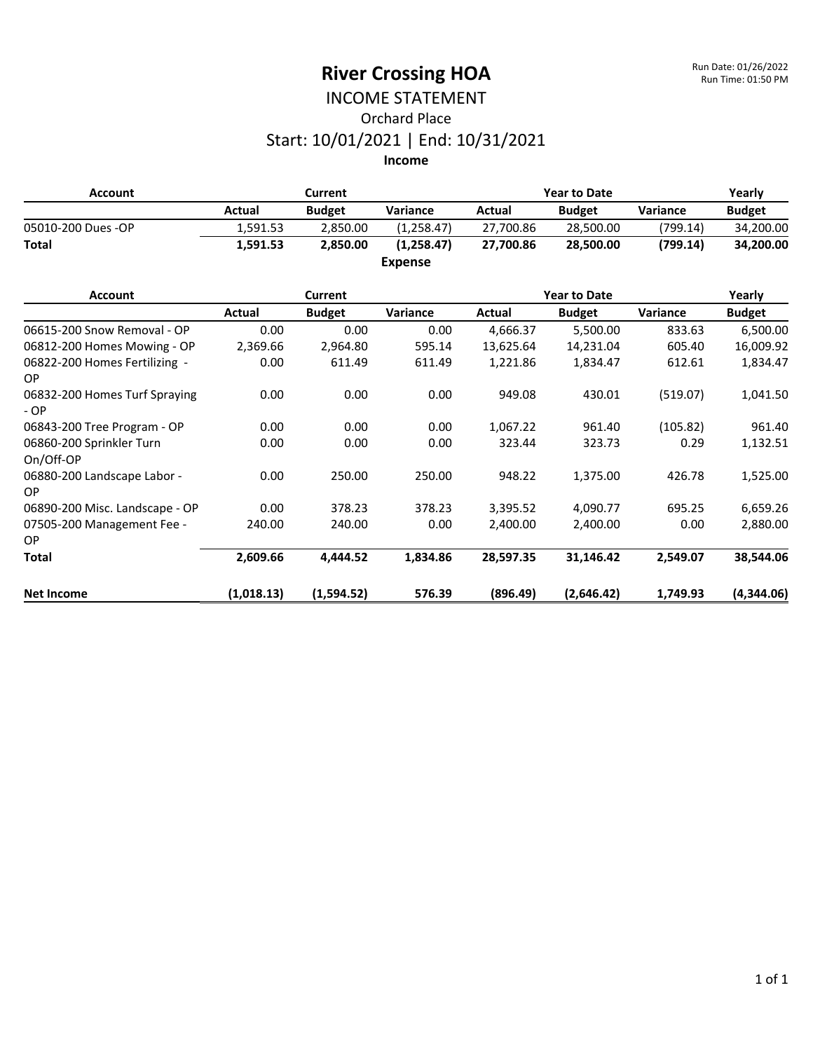# River Crossing HOA

Run Date: 01/26/2022
Run Time: 01:50 PM

## INCOME STATEMENT

### Orchard Place

### Start: 10/01/2021 | End: 10/31/2021

**Income**

| Account | Current | | | Year to Date | | | Yearly |
|---|---|---|---|---|---|---|---|
| | Actual | Budget | Variance | Actual | Budget | Variance | Budget |
| 05010-200 Dues -OP | 1,591.53 | 2,850.00 | (1,258.47) | 27,700.86 | 28,500.00 | (799.14) | 34,200.00 |
| **Total** | **1,591.53** | **2,850.00** | **(1,258.47)** | **27,700.86** | **28,500.00** | **(799.14)** | **34,200.00** |

**Expense**

| Account | Current | | | Year to Date | | | Yearly |
|---|---|---|---|---|---|---|---|
| | Actual | Budget | Variance | Actual | Budget | Variance | Budget |
| 06615-200 Snow Removal - OP | 0.00 | 0.00 | 0.00 | 4,666.37 | 5,500.00 | 833.63 | 6,500.00 |
| 06812-200 Homes Mowing - OP | 2,369.66 | 2,964.80 | 595.14 | 13,625.64 | 14,231.04 | 605.40 | 16,009.92 |
| 06822-200 Homes Fertilizing - OP | 0.00 | 611.49 | 611.49 | 1,221.86 | 1,834.47 | 612.61 | 1,834.47 |
| 06832-200 Homes Turf Spraying - OP | 0.00 | 0.00 | 0.00 | 949.08 | 430.01 | (519.07) | 1,041.50 |
| 06843-200 Tree Program - OP | 0.00 | 0.00 | 0.00 | 1,067.22 | 961.40 | (105.82) | 961.40 |
| 06860-200 Sprinkler Turn On/Off-OP | 0.00 | 0.00 | 0.00 | 323.44 | 323.73 | 0.29 | 1,132.51 |
| 06880-200 Landscape Labor - OP | 0.00 | 250.00 | 250.00 | 948.22 | 1,375.00 | 426.78 | 1,525.00 |
| 06890-200 Misc. Landscape - OP | 0.00 | 378.23 | 378.23 | 3,395.52 | 4,090.77 | 695.25 | 6,659.26 |
| 07505-200 Management Fee - OP | 240.00 | 240.00 | 0.00 | 2,400.00 | 2,400.00 | 0.00 | 2,880.00 |
| **Total** | **2,609.66** | **4,444.52** | **1,834.86** | **28,597.35** | **31,146.42** | **2,549.07** | **38,544.06** |
| **Net Income** | **(1,018.13)** | **(1,594.52)** | **576.39** | **(896.49)** | **(2,646.42)** | **1,749.93** | **(4,344.06)** |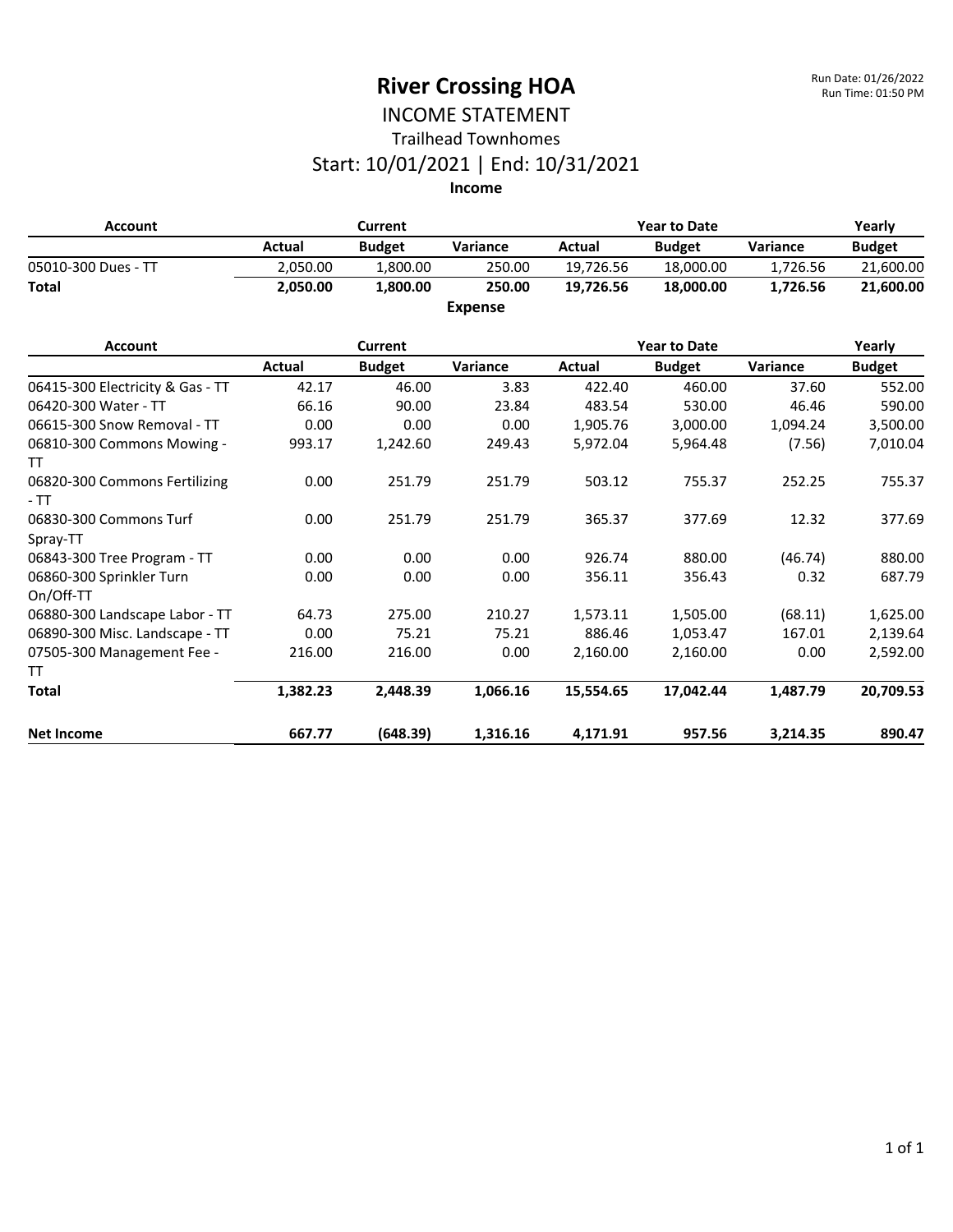# River Crossing HOA

Run Date: 01/26/2022
Run Time: 01:50 PM

## INCOME STATEMENT

### Trailhead Townhomes

### Start: 10/01/2021 | End: 10/31/2021

**Income**

| Account | Current | | | Year to Date | | | Yearly |
|---|---|---|---|---|---|---|---|
| | Actual | Budget | Variance | Actual | Budget | Variance | Budget |
| 05010-300 Dues - TT | 2,050.00 | 1,800.00 | 250.00 | 19,726.56 | 18,000.00 | 1,726.56 | 21,600.00 |
| **Total** | **2,050.00** | **1,800.00** | **250.00** | **19,726.56** | **18,000.00** | **1,726.56** | **21,600.00** |

**Expense**

| Account | Current | | | Year to Date | | | Yearly |
|---|---|---|---|---|---|---|---|
| | Actual | Budget | Variance | Actual | Budget | Variance | Budget |
| 06415-300 Electricity & Gas - TT | 42.17 | 46.00 | 3.83 | 422.40 | 460.00 | 37.60 | 552.00 |
| 06420-300 Water - TT | 66.16 | 90.00 | 23.84 | 483.54 | 530.00 | 46.46 | 590.00 |
| 06615-300 Snow Removal - TT | 0.00 | 0.00 | 0.00 | 1,905.76 | 3,000.00 | 1,094.24 | 3,500.00 |
| 06810-300 Commons Mowing - TT | 993.17 | 1,242.60 | 249.43 | 5,972.04 | 5,964.48 | (7.56) | 7,010.04 |
| 06820-300 Commons Fertilizing - TT | 0.00 | 251.79 | 251.79 | 503.12 | 755.37 | 252.25 | 755.37 |
| 06830-300 Commons Turf Spray-TT | 0.00 | 251.79 | 251.79 | 365.37 | 377.69 | 12.32 | 377.69 |
| 06843-300 Tree Program - TT | 0.00 | 0.00 | 0.00 | 926.74 | 880.00 | (46.74) | 880.00 |
| 06860-300 Sprinkler Turn On/Off-TT | 0.00 | 0.00 | 0.00 | 356.11 | 356.43 | 0.32 | 687.79 |
| 06880-300 Landscape Labor - TT | 64.73 | 275.00 | 210.27 | 1,573.11 | 1,505.00 | (68.11) | 1,625.00 |
| 06890-300 Misc. Landscape - TT | 0.00 | 75.21 | 75.21 | 886.46 | 1,053.47 | 167.01 | 2,139.64 |
| 07505-300 Management Fee - TT | 216.00 | 216.00 | 0.00 | 2,160.00 | 2,160.00 | 0.00 | 2,592.00 |
| **Total** | **1,382.23** | **2,448.39** | **1,066.16** | **15,554.65** | **17,042.44** | **1,487.79** | **20,709.53** |
| **Net Income** | **667.77** | **(648.39)** | **1,316.16** | **4,171.91** | **957.56** | **3,214.35** | **890.47** |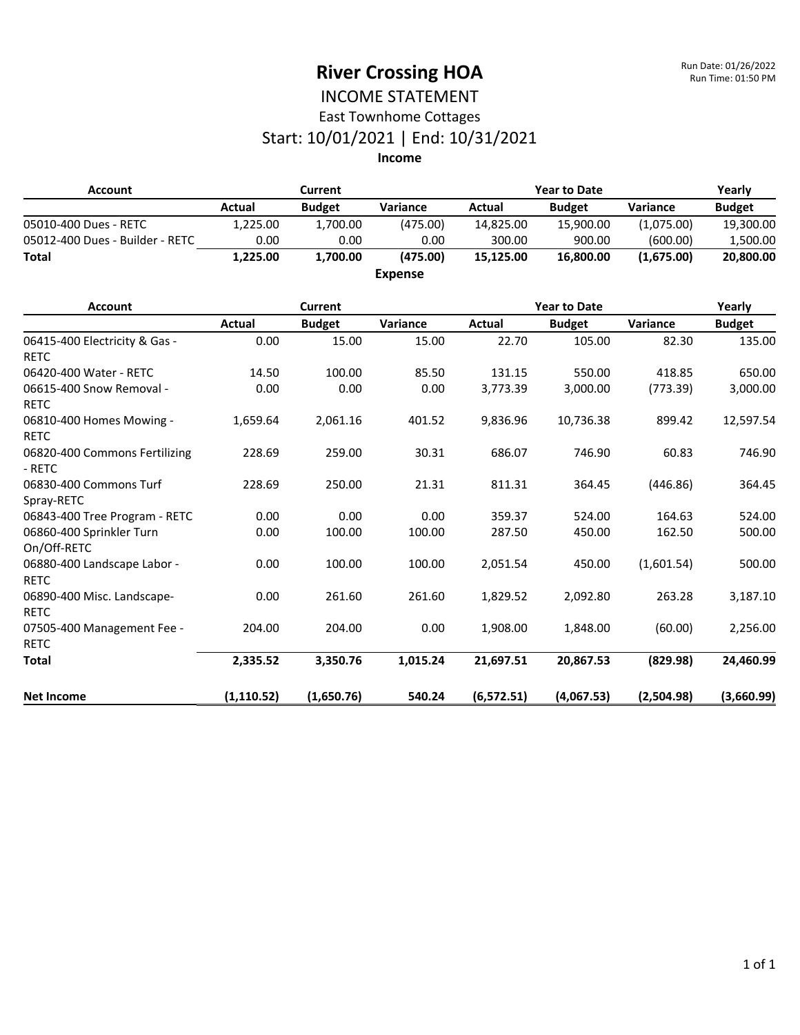# River Crossing HOA

Run Date: 01/26/2022
Run Time: 01:50 PM

## INCOME STATEMENT

### East Townhome Cottages

### Start: 10/01/2021 | End: 10/31/2021

**Income**

| Account | Current | | | Year to Date | | | Yearly |
|---|---|---|---|---|---|---|---|
| | Actual | Budget | Variance | Actual | Budget | Variance | Budget |
| 05010-400 Dues - RETC | 1,225.00 | 1,700.00 | (475.00) | 14,825.00 | 15,900.00 | (1,075.00) | 19,300.00 |
| 05012-400 Dues - Builder - RETC | 0.00 | 0.00 | 0.00 | 300.00 | 900.00 | (600.00) | 1,500.00 |
| **Total** | **1,225.00** | **1,700.00** | **(475.00)** | **15,125.00** | **16,800.00** | **(1,675.00)** | **20,800.00** |

**Expense**

| Account | Current | | | Year to Date | | | Yearly |
|---|---|---|---|---|---|---|---|
| | Actual | Budget | Variance | Actual | Budget | Variance | Budget |
| 06415-400 Electricity & Gas - RETC | 0.00 | 15.00 | 15.00 | 22.70 | 105.00 | 82.30 | 135.00 |
| 06420-400 Water - RETC | 14.50 | 100.00 | 85.50 | 131.15 | 550.00 | 418.85 | 650.00 |
| 06615-400 Snow Removal - RETC | 0.00 | 0.00 | 0.00 | 3,773.39 | 3,000.00 | (773.39) | 3,000.00 |
| 06810-400 Homes Mowing - RETC | 1,659.64 | 2,061.16 | 401.52 | 9,836.96 | 10,736.38 | 899.42 | 12,597.54 |
| 06820-400 Commons Fertilizing - RETC | 228.69 | 259.00 | 30.31 | 686.07 | 746.90 | 60.83 | 746.90 |
| 06830-400 Commons Turf Spray-RETC | 228.69 | 250.00 | 21.31 | 811.31 | 364.45 | (446.86) | 364.45 |
| 06843-400 Tree Program - RETC | 0.00 | 0.00 | 0.00 | 359.37 | 524.00 | 164.63 | 524.00 |
| 06860-400 Sprinkler Turn On/Off-RETC | 0.00 | 100.00 | 100.00 | 287.50 | 450.00 | 162.50 | 500.00 |
| 06880-400 Landscape Labor - RETC | 0.00 | 100.00 | 100.00 | 2,051.54 | 450.00 | (1,601.54) | 500.00 |
| 06890-400 Misc. Landscape-RETC | 0.00 | 261.60 | 261.60 | 1,829.52 | 2,092.80 | 263.28 | 3,187.10 |
| 07505-400 Management Fee - RETC | 204.00 | 204.00 | 0.00 | 1,908.00 | 1,848.00 | (60.00) | 2,256.00 |
| **Total** | **2,335.52** | **3,350.76** | **1,015.24** | **21,697.51** | **20,867.53** | **(829.98)** | **24,460.99** |
| **Net Income** | **(1,110.52)** | **(1,650.76)** | **540.24** | **(6,572.51)** | **(4,067.53)** | **(2,504.98)** | **(3,660.99)** |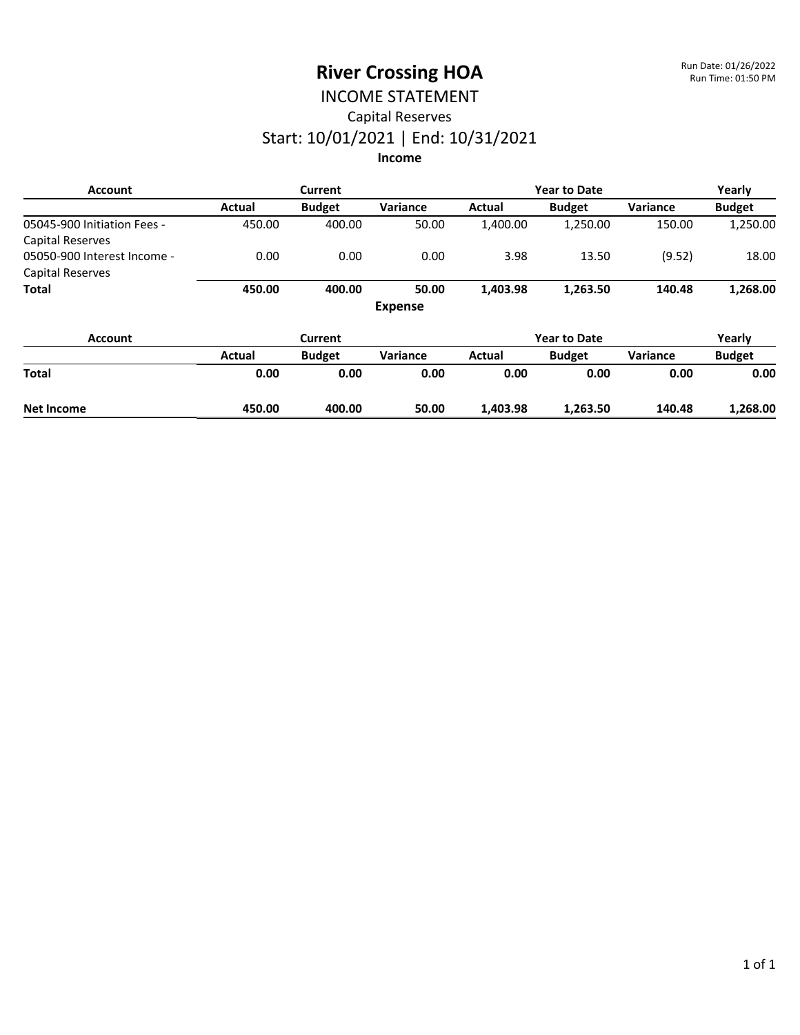# River Crossing HOA

Run Date: 01/26/2022
Run Time: 01:50 PM

## INCOME STATEMENT

### Capital Reserves

### Start: 10/01/2021 | End: 10/31/2021

**Income**

| Account | Current | | | Year to Date | | | Yearly |
|---|---|---|---|---|---|---|---|
| | Actual | Budget | Variance | Actual | Budget | Variance | Budget |
| 05045-900 Initiation Fees - Capital Reserves | 450.00 | 400.00 | 50.00 | 1,400.00 | 1,250.00 | 150.00 | 1,250.00 |
| 05050-900 Interest Income - Capital Reserves | 0.00 | 0.00 | 0.00 | 3.98 | 13.50 | (9.52) | 18.00 |
| **Total** | **450.00** | **400.00** | **50.00** | **1,403.98** | **1,263.50** | **140.48** | **1,268.00** |

**Expense**

| Account | Current | | | Year to Date | | | Yearly |
|---|---|---|---|---|---|---|---|
| | Actual | Budget | Variance | Actual | Budget | Variance | Budget |
| **Total** | **0.00** | **0.00** | **0.00** | **0.00** | **0.00** | **0.00** | **0.00** |
| **Net Income** | **450.00** | **400.00** | **50.00** | **1,403.98** | **1,263.50** | **140.48** | **1,268.00** |